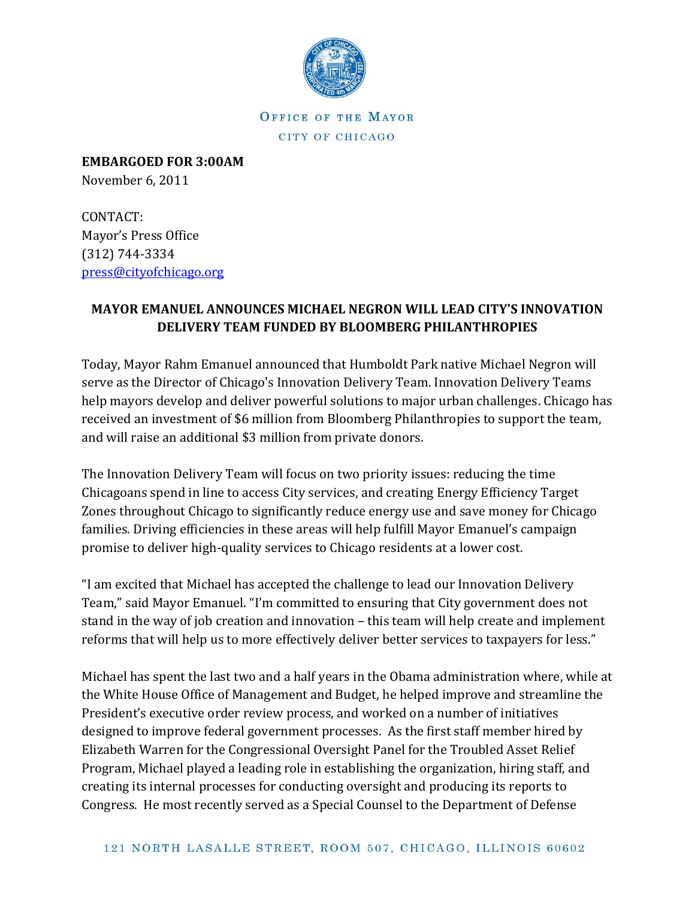OFFICE OF THE MAYOR

CITY OF CHICAGO

**EMBARGOED FOR 3:00AM**
November 6, 2011

CONTACT:
Mayor's Press Office
(312) 744-3334
press@cityofchicago.org

## MAYOR EMANUEL ANNOUNCES MICHAEL NEGRON WILL LEAD CITY'S INNOVATION DELIVERY TEAM FUNDED BY BLOOMBERG PHILANTHROPIES

Today, Mayor Rahm Emanuel announced that Humboldt Park native Michael Negron will serve as the Director of Chicago's Innovation Delivery Team. Innovation Delivery Teams help mayors develop and deliver powerful solutions to major urban challenges. Chicago has received an investment of $6 million from Bloomberg Philanthropies to support the team, and will raise an additional $3 million from private donors.

The Innovation Delivery Team will focus on two priority issues: reducing the time Chicagoans spend in line to access City services, and creating Energy Efficiency Target Zones throughout Chicago to significantly reduce energy use and save money for Chicago families. Driving efficiencies in these areas will help fulfill Mayor Emanuel's campaign promise to deliver high-quality services to Chicago residents at a lower cost.

"I am excited that Michael has accepted the challenge to lead our Innovation Delivery Team," said Mayor Emanuel. "I'm committed to ensuring that City government does not stand in the way of job creation and innovation – this team will help create and implement reforms that will help us to more effectively deliver better services to taxpayers for less."

Michael has spent the last two and a half years in the Obama administration where, while at the White House Office of Management and Budget, he helped improve and streamline the President's executive order review process, and worked on a number of initiatives designed to improve federal government processes. As the first staff member hired by Elizabeth Warren for the Congressional Oversight Panel for the Troubled Asset Relief Program, Michael played a leading role in establishing the organization, hiring staff, and creating its internal processes for conducting oversight and producing its reports to Congress. He most recently served as a Special Counsel to the Department of Defense

121 NORTH LASALLE STREET, ROOM 507, CHICAGO, ILLINOIS 60602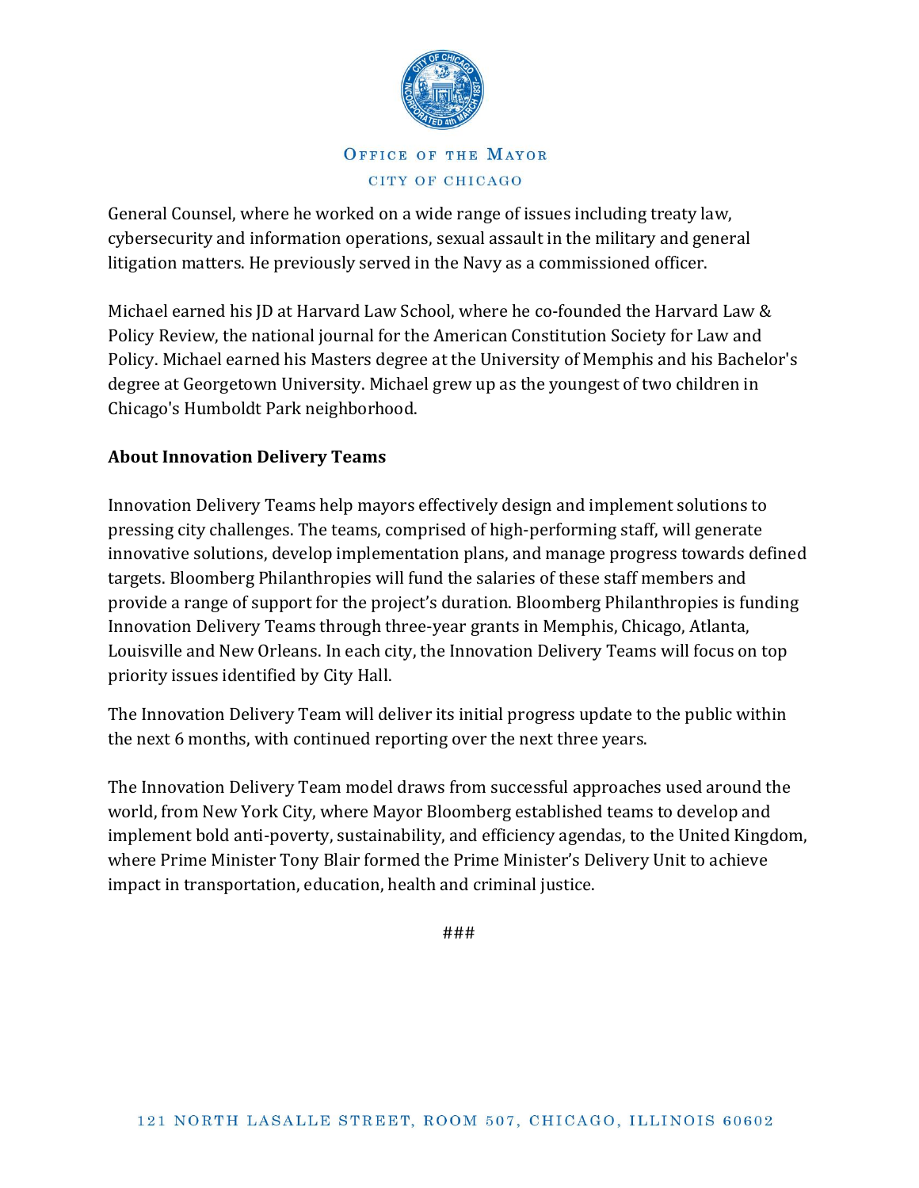General Counsel, where he worked on a wide range of issues including treaty law, cybersecurity and information operations, sexual assault in the military and general litigation matters. He previously served in the Navy as a commissioned officer.

Michael earned his JD at Harvard Law School, where he co-founded the Harvard Law & Policy Review, the national journal for the American Constitution Society for Law and Policy. Michael earned his Masters degree at the University of Memphis and his Bachelor's degree at Georgetown University. Michael grew up as the youngest of two children in Chicago's Humboldt Park neighborhood.

**About Innovation Delivery Teams**

Innovation Delivery Teams help mayors effectively design and implement solutions to pressing city challenges. The teams, comprised of high-performing staff, will generate innovative solutions, develop implementation plans, and manage progress towards defined targets. Bloomberg Philanthropies will fund the salaries of these staff members and provide a range of support for the project's duration. Bloomberg Philanthropies is funding Innovation Delivery Teams through three-year grants in Memphis, Chicago, Atlanta, Louisville and New Orleans. In each city, the Innovation Delivery Teams will focus on top priority issues identified by City Hall.

The Innovation Delivery Team will deliver its initial progress update to the public within the next 6 months, with continued reporting over the next three years.

The Innovation Delivery Team model draws from successful approaches used around the world, from New York City, where Mayor Bloomberg established teams to develop and implement bold anti-poverty, sustainability, and efficiency agendas, to the United Kingdom, where Prime Minister Tony Blair formed the Prime Minister's Delivery Unit to achieve impact in transportation, education, health and criminal justice.

###